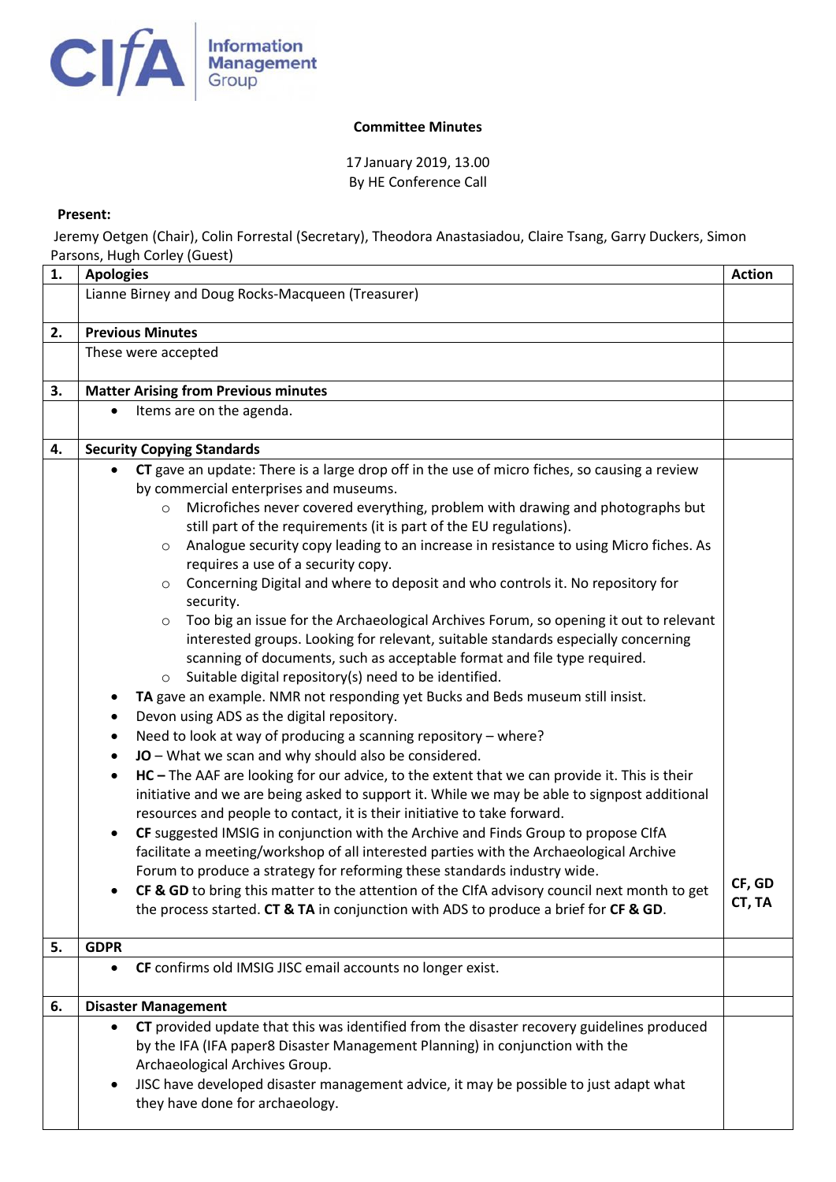CIfA Information Management Group

**Committee Minutes**

17 January 2019, 13.00
By HE Conference Call

**Present:**

Jeremy Oetgen (Chair), Colin Forrestal (Secretary), Theodora Anastasiadou, Claire Tsang, Garry Duckers, Simon Parsons, Hugh Corley (Guest)

| | | Action |
|---|---|---|
| **1.** | **Apologies** | |
| | Lianne Birney and Doug Rocks-Macqueen (Treasurer) | |
| **2.** | **Previous Minutes** | |
| | These were accepted | |
| **3.** | **Matter Arising from Previous minutes** | |
| | • Items are on the agenda. | |
| **4.** | **Security Copying Standards** | |
| | • **CT** gave an update: There is a large drop off in the use of micro fiches, so causing a review by commercial enterprises and museums.<br>  ○ Microfiches never covered everything, problem with drawing and photographs but still part of the requirements (it is part of the EU regulations).<br>  ○ Analogue security copy leading to an increase in resistance to using Micro fiches. As requires a use of a security copy.<br>  ○ Concerning Digital and where to deposit and who controls it. No repository for security.<br>  ○ Too big an issue for the Archaeological Archives Forum, so opening it out to relevant interested groups. Looking for relevant, suitable standards especially concerning scanning of documents, such as acceptable format and file type required.<br>  ○ Suitable digital repository(s) need to be identified.<br>• **TA** gave an example. NMR not responding yet Bucks and Beds museum still insist.<br>• Devon using ADS as the digital repository.<br>• Need to look at way of producing a scanning repository – where?<br>• **JO** – What we scan and why should also be considered.<br>• **HC –** The AAF are looking for our advice, to the extent that we can provide it. This is their initiative and we are being asked to support it. While we may be able to signpost additional resources and people to contact, it is their initiative to take forward.<br>• **CF** suggested IMSIG in conjunction with the Archive and Finds Group to propose CIfA facilitate a meeting/workshop of all interested parties with the Archaeological Archive Forum to produce a strategy for reforming these standards industry wide.<br>• **CF & GD** to bring this matter to the attention of the CIfA advisory council next month to get the process started. **CT & TA** in conjunction with ADS to produce a brief for **CF & GD**. | **CF, GD**<br>**CT, TA** |
| **5.** | **GDPR** | |
| | • **CF** confirms old IMSIG JISC email accounts no longer exist. | |
| **6.** | **Disaster Management** | |
| | • **CT** provided update that this was identified from the disaster recovery guidelines produced by the IFA (IFA paper8 Disaster Management Planning) in conjunction with the Archaeological Archives Group.<br>• JISC have developed disaster management advice, it may be possible to just adapt what they have done for archaeology. | |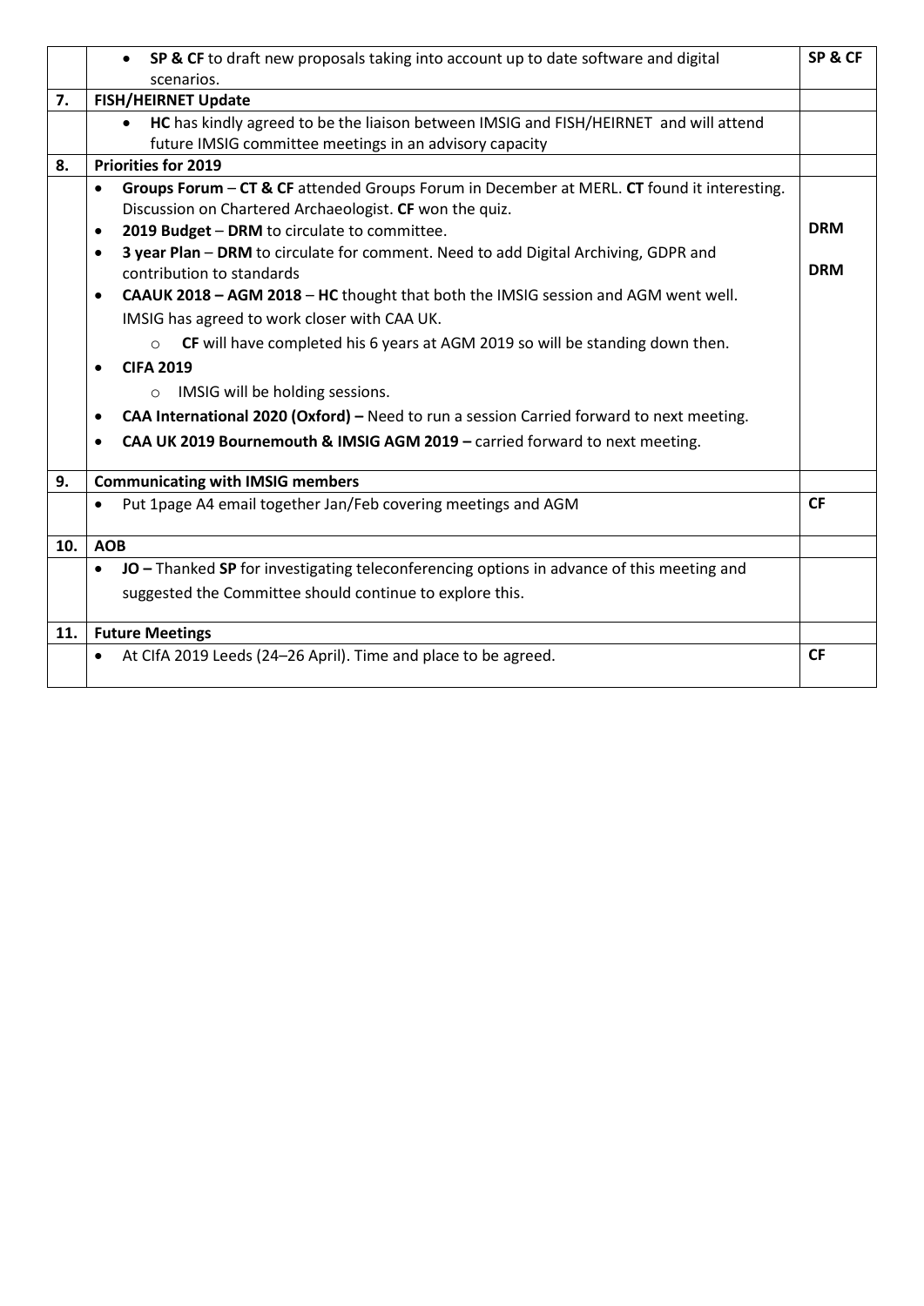| | | |
|---|---|---|
| | • **SP & CF** to draft new proposals taking into account up to date software and digital scenarios. | **SP & CF** |
| **7.** | **FISH/HEIRNET Update** | |
| | • **HC** has kindly agreed to be the liaison between IMSIG and FISH/HEIRNET and will attend future IMSIG committee meetings in an advisory capacity | |
| **8.** | **Priorities for 2019** | |
| | • **Groups Forum** – **CT & CF** attended Groups Forum in December at MERL. **CT** found it interesting. Discussion on Chartered Archaeologist. **CF** won the quiz.<br>• **2019 Budget** – **DRM** to circulate to committee.<br>• **3 year Plan** – **DRM** to circulate for comment. Need to add Digital Archiving, GDPR and contribution to standards<br>• **CAAUK 2018 – AGM 2018** – **HC** thought that both the IMSIG session and AGM went well. IMSIG has agreed to work closer with CAA UK.<br>  ○ **CF** will have completed his 6 years at AGM 2019 so will be standing down then.<br>• **CIFA 2019**<br>  ○ IMSIG will be holding sessions.<br>• **CAA International 2020 (Oxford) –** Need to run a session Carried forward to next meeting.<br>• **CAA UK 2019 Bournemouth & IMSIG AGM 2019 –** carried forward to next meeting. | **DRM**<br><br>**DRM** |
| **9.** | **Communicating with IMSIG members** | |
| | • Put 1page A4 email together Jan/Feb covering meetings and AGM | **CF** |
| **10.** | **AOB** | |
| | • **JO –** Thanked **SP** for investigating teleconferencing options in advance of this meeting and suggested the Committee should continue to explore this. | |
| **11.** | **Future Meetings** | |
| | • At CIfA 2019 Leeds (24–26 April). Time and place to be agreed. | **CF** |